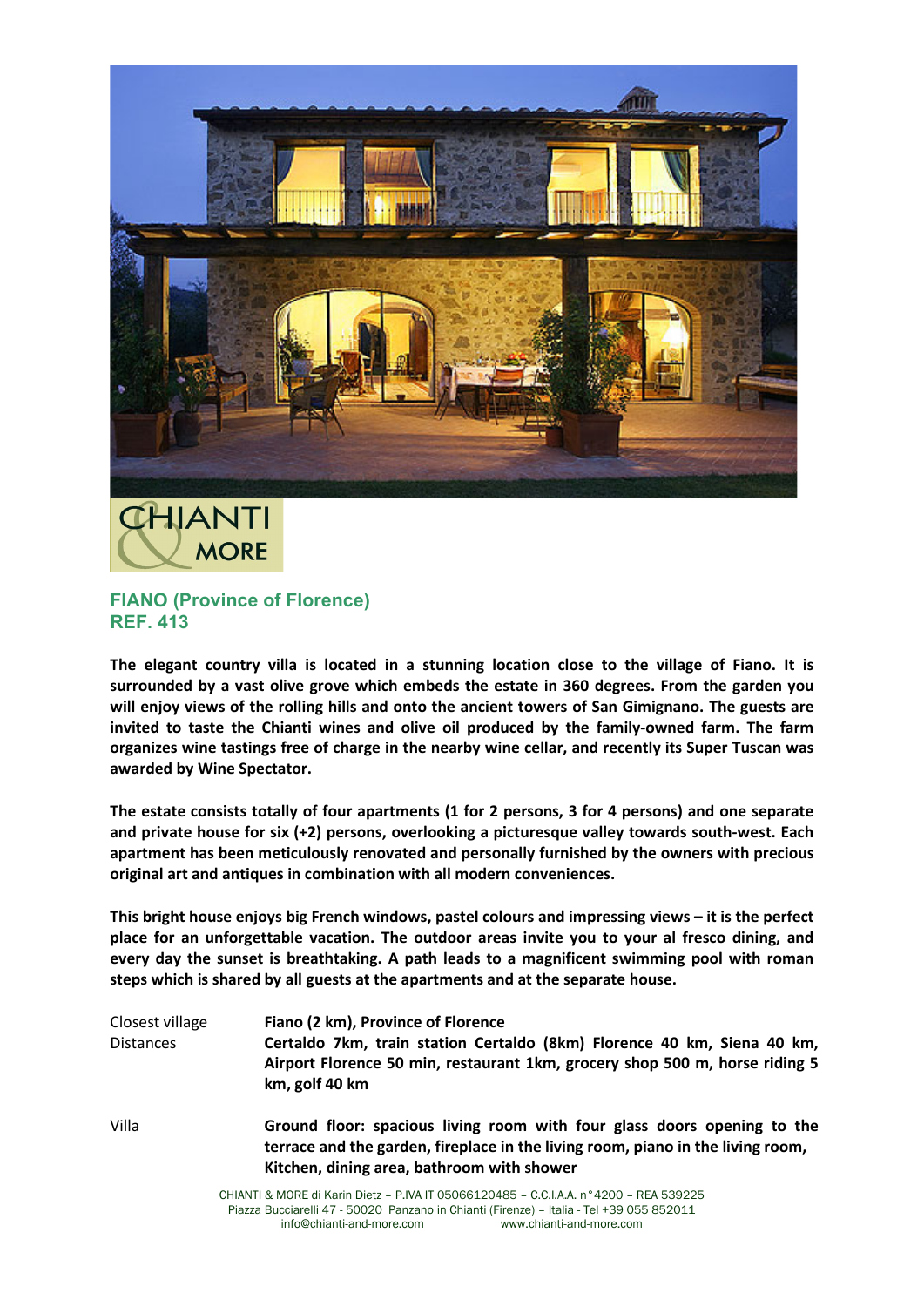CHIANTI & MORE

## FIANO (Province of Florence)
## REF. 413

**The elegant country villa is located in a stunning location close to the village of Fiano. It is surrounded by a vast olive grove which embeds the estate in 360 degrees. From the garden you will enjoy views of the rolling hills and onto the ancient towers of San Gimignano. The guests are invited to taste the Chianti wines and olive oil produced by the family-owned farm. The farm organizes wine tastings free of charge in the nearby wine cellar, and recently its Super Tuscan was awarded by Wine Spectator.**

**The estate consists totally of four apartments (1 for 2 persons, 3 for 4 persons) and one separate and private house for six (+2) persons, overlooking a picturesque valley towards south-west. Each apartment has been meticulously renovated and personally furnished by the owners with precious original art and antiques in combination with all modern conveniences.**

**This bright house enjoys big French windows, pastel colours and impressing views – it is the perfect place for an unforgettable vacation. The outdoor areas invite you to your al fresco dining, and every day the sunset is breathtaking. A path leads to a magnificent swimming pool with roman steps which is shared by all guests at the apartments and at the separate house.**

| | |
|---|---|
| Closest village | **Fiano (2 km), Province of Florence** |
| Distances | **Certaldo 7km, train station Certaldo (8km) Florence 40 km, Siena 40 km, Airport Florence 50 min, restaurant 1km, grocery shop 500 m, horse riding 5 km, golf 40 km** |
| Villa | **Ground floor: spacious living room with four glass doors opening to the terrace and the garden, fireplace in the living room, piano in the living room, Kitchen, dining area, bathroom with shower** |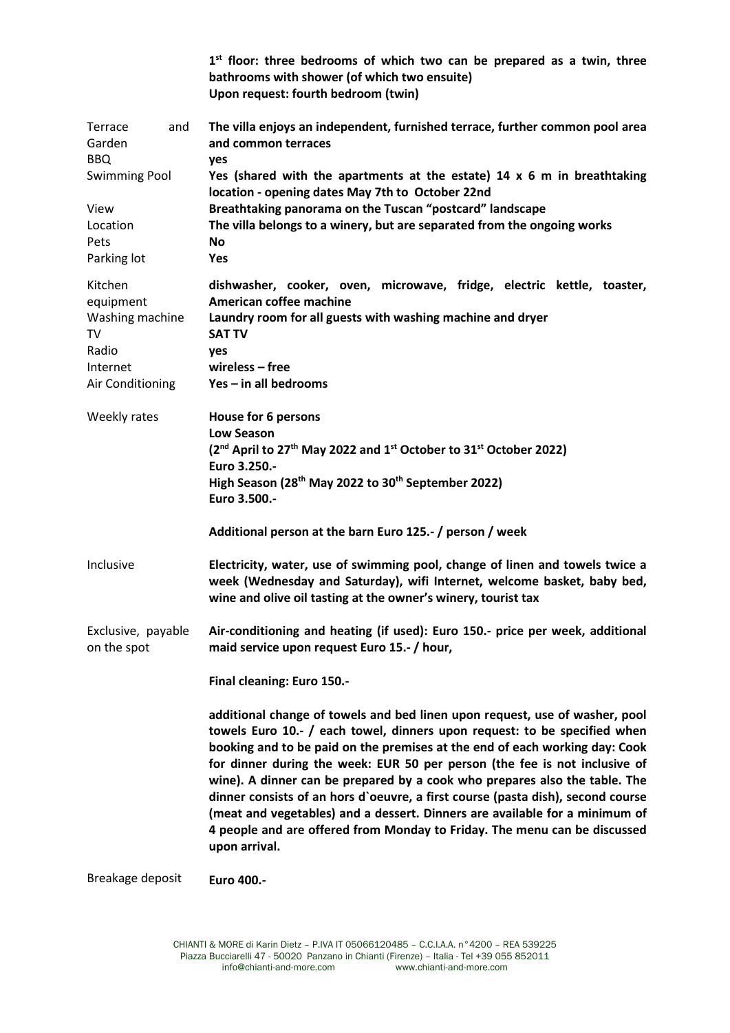| | |
|---|---|
| | **1st floor: three bedrooms of which two can be prepared as a twin, three bathrooms with shower (of which two ensuite)**<br>**Upon request: fourth bedroom (twin)** |
| Terrace and Garden | **The villa enjoys an independent, furnished terrace, further common pool area and common terraces** |
| BBQ | **yes** |
| Swimming Pool | **Yes (shared with the apartments at the estate) 14 x 6 m in breathtaking location - opening dates May 7th to October 22nd** |
| View | **Breathtaking panorama on the Tuscan "postcard" landscape** |
| Location | **The villa belongs to a winery, but are separated from the ongoing works** |
| Pets | **No** |
| Parking lot | **Yes** |
| Kitchen equipment | **dishwasher, cooker, oven, microwave, fridge, electric kettle, toaster, American coffee machine** |
| Washing machine | **Laundry room for all guests with washing machine and dryer** |
| TV | **SAT TV** |
| Radio | **yes** |
| Internet | **wireless – free** |
| Air Conditioning | **Yes – in all bedrooms** |
| Weekly rates | **House for 6 persons**<br>**Low Season**<br>**(2nd April to 27th May 2022 and 1st October to 31st October 2022)**<br>**Euro 3.250.-**<br>**High Season (28th May 2022 to 30th September 2022)**<br>**Euro 3.500.-**<br><br>**Additional person at the barn Euro 125.- / person / week** |
| Inclusive | **Electricity, water, use of swimming pool, change of linen and towels twice a week (Wednesday and Saturday), wifi Internet, welcome basket, baby bed, wine and olive oil tasting at the owner's winery, tourist tax** |
| Exclusive, payable on the spot | **Air-conditioning and heating (if used): Euro 150.- price per week, additional maid service upon request Euro 15.- / hour,**<br><br>**Final cleaning: Euro 150.-**<br><br>**additional change of towels and bed linen upon request, use of washer, pool towels Euro 10.- / each towel, dinners upon request: to be specified when booking and to be paid on the premises at the end of each working day: Cook for dinner during the week: EUR 50 per person (the fee is not inclusive of wine). A dinner can be prepared by a cook who prepares also the table. The dinner consists of an hors d`oeuvre, a first course (pasta dish), second course (meat and vegetables) and a dessert. Dinners are available for a minimum of 4 people and are offered from Monday to Friday. The menu can be discussed upon arrival.** |
| Breakage deposit | **Euro 400.-** |

CHIANTI & MORE di Karin Dietz – P.IVA IT 05066120485 – C.C.I.A.A. n°4200 – REA 539225
Piazza Bucciarelli 47 - 50020 Panzano in Chianti (Firenze) – Italia - Tel +39 055 852011
info@chianti-and-more.com www.chianti-and-more.com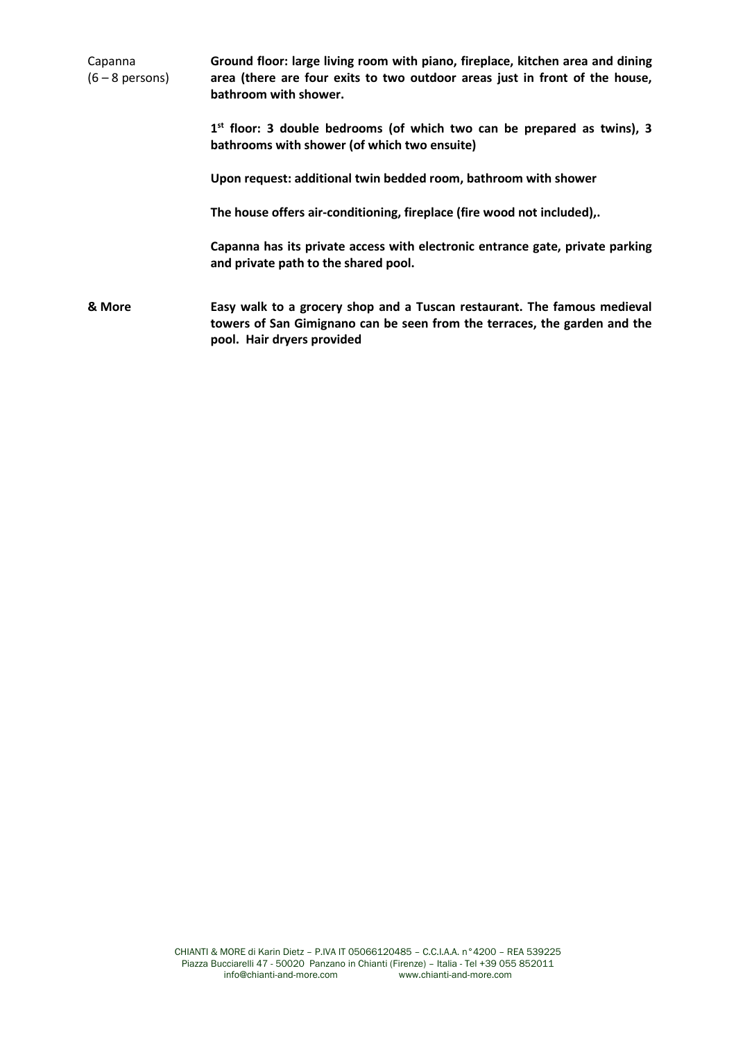Capanna
(6 – 8 persons)

**Ground floor: large living room with piano, fireplace, kitchen area and dining area (there are four exits to two outdoor areas just in front of the house, bathroom with shower.**

**1st floor: 3 double bedrooms (of which two can be prepared as twins), 3 bathrooms with shower (of which two ensuite)**

**Upon request: additional twin bedded room, bathroom with shower**

**The house offers air-conditioning, fireplace (fire wood not included),.**

**Capanna has its private access with electronic entrance gate, private parking and private path to the shared pool.**

**& More**

**Easy walk to a grocery shop and a Tuscan restaurant. The famous medieval towers of San Gimignano can be seen from the terraces, the garden and the pool. Hair dryers provided**